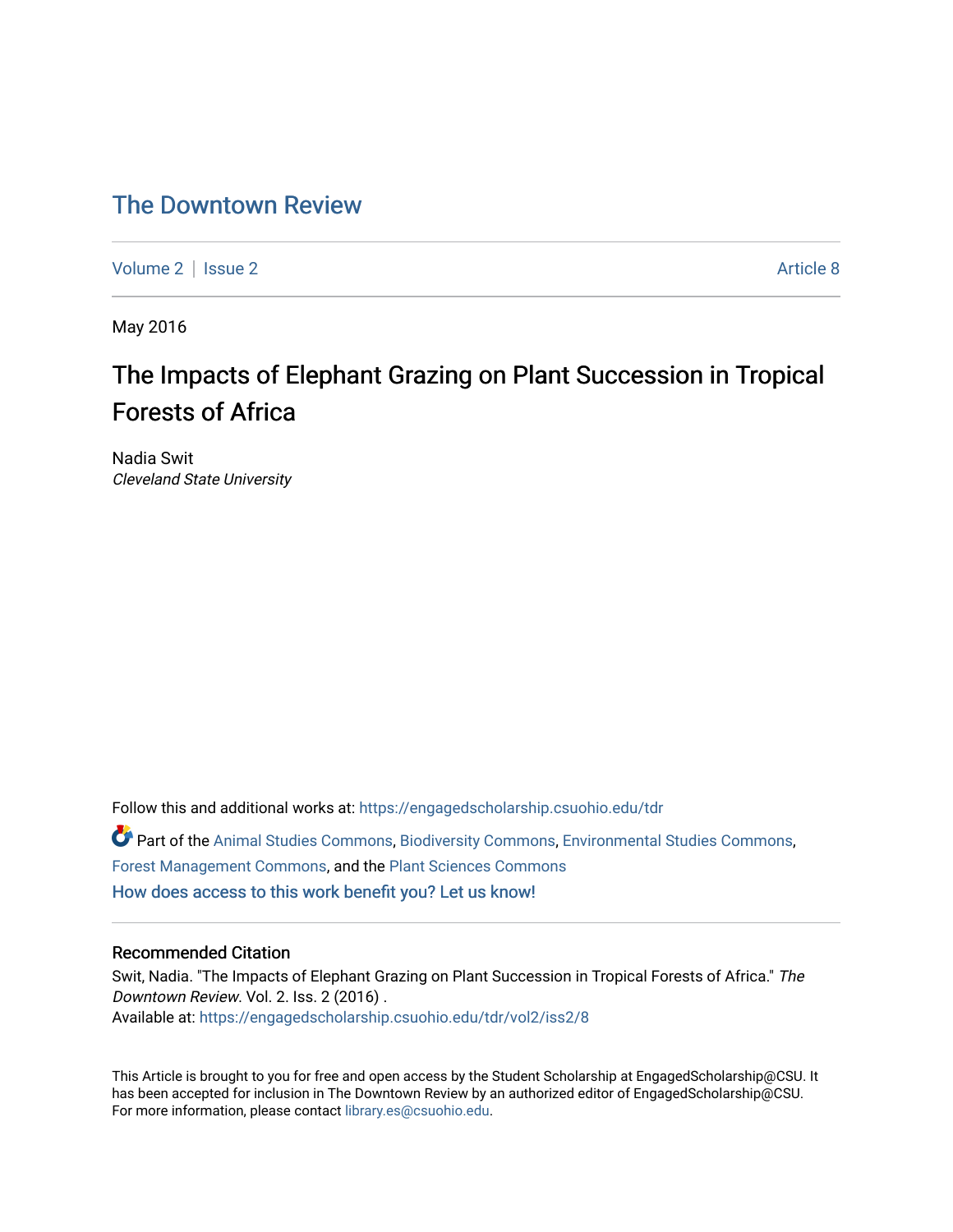# The Downtown Review

Volume 2 | Issue 2 Article 8

May 2016

## The Impacts of Elephant Grazing on Plant Succession in Tropical Forests of Africa

Nadia Swit
*Cleveland State University*

Follow this and additional works at: https://engagedscholarship.csuohio.edu/tdr

Part of the Animal Studies Commons, Biodiversity Commons, Environmental Studies Commons, Forest Management Commons, and the Plant Sciences Commons

How does access to this work benefit you? Let us know!

### Recommended Citation

Swit, Nadia. "The Impacts of Elephant Grazing on Plant Succession in Tropical Forests of Africa." *The Downtown Review*. Vol. 2. Iss. 2 (2016) .
Available at: https://engagedscholarship.csuohio.edu/tdr/vol2/iss2/8

This Article is brought to you for free and open access by the Student Scholarship at EngagedScholarship@CSU. It has been accepted for inclusion in The Downtown Review by an authorized editor of EngagedScholarship@CSU. For more information, please contact library.es@csuohio.edu.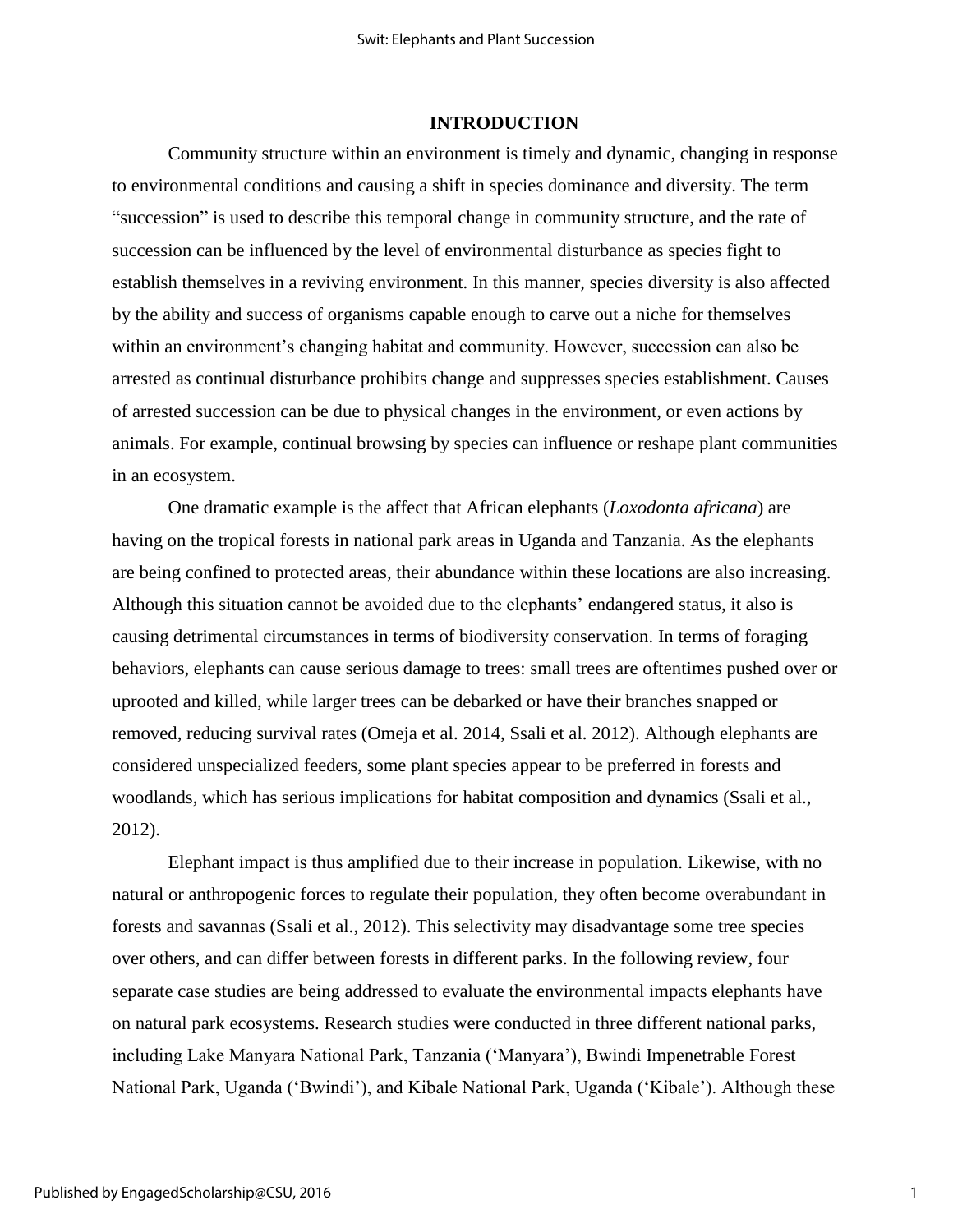## INTRODUCTION

Community structure within an environment is timely and dynamic, changing in response to environmental conditions and causing a shift in species dominance and diversity. The term "succession" is used to describe this temporal change in community structure, and the rate of succession can be influenced by the level of environmental disturbance as species fight to establish themselves in a reviving environment. In this manner, species diversity is also affected by the ability and success of organisms capable enough to carve out a niche for themselves within an environment's changing habitat and community. However, succession can also be arrested as continual disturbance prohibits change and suppresses species establishment. Causes of arrested succession can be due to physical changes in the environment, or even actions by animals. For example, continual browsing by species can influence or reshape plant communities in an ecosystem.

One dramatic example is the affect that African elephants (*Loxodonta africana*) are having on the tropical forests in national park areas in Uganda and Tanzania. As the elephants are being confined to protected areas, their abundance within these locations are also increasing. Although this situation cannot be avoided due to the elephants' endangered status, it also is causing detrimental circumstances in terms of biodiversity conservation. In terms of foraging behaviors, elephants can cause serious damage to trees: small trees are oftentimes pushed over or uprooted and killed, while larger trees can be debarked or have their branches snapped or removed, reducing survival rates (Omeja et al. 2014, Ssali et al. 2012). Although elephants are considered unspecialized feeders, some plant species appear to be preferred in forests and woodlands, which has serious implications for habitat composition and dynamics (Ssali et al., 2012).

Elephant impact is thus amplified due to their increase in population. Likewise, with no natural or anthropogenic forces to regulate their population, they often become overabundant in forests and savannas (Ssali et al., 2012). This selectivity may disadvantage some tree species over others, and can differ between forests in different parks. In the following review, four separate case studies are being addressed to evaluate the environmental impacts elephants have on natural park ecosystems. Research studies were conducted in three different national parks, including Lake Manyara National Park, Tanzania ('Manyara'), Bwindi Impenetrable Forest National Park, Uganda ('Bwindi'), and Kibale National Park, Uganda ('Kibale'). Although these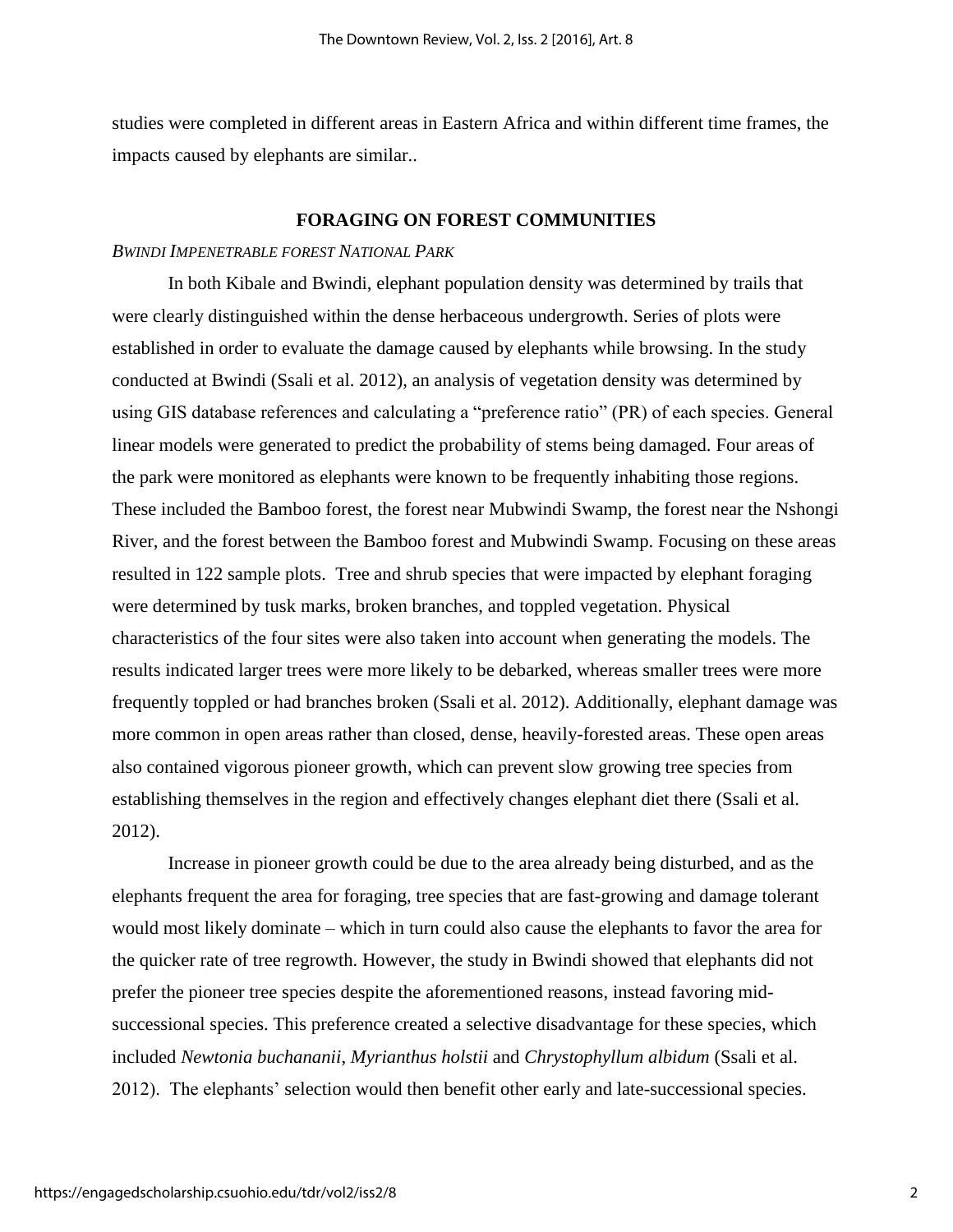studies were completed in different areas in Eastern Africa and within different time frames, the impacts caused by elephants are similar..

## FORAGING ON FOREST COMMUNITIES

*BWINDI IMPENETRABLE FOREST NATIONAL PARK*

In both Kibale and Bwindi, elephant population density was determined by trails that were clearly distinguished within the dense herbaceous undergrowth. Series of plots were established in order to evaluate the damage caused by elephants while browsing. In the study conducted at Bwindi (Ssali et al. 2012), an analysis of vegetation density was determined by using GIS database references and calculating a "preference ratio" (PR) of each species. General linear models were generated to predict the probability of stems being damaged. Four areas of the park were monitored as elephants were known to be frequently inhabiting those regions. These included the Bamboo forest, the forest near Mubwindi Swamp, the forest near the Nshongi River, and the forest between the Bamboo forest and Mubwindi Swamp. Focusing on these areas resulted in 122 sample plots. Tree and shrub species that were impacted by elephant foraging were determined by tusk marks, broken branches, and toppled vegetation. Physical characteristics of the four sites were also taken into account when generating the models. The results indicated larger trees were more likely to be debarked, whereas smaller trees were more frequently toppled or had branches broken (Ssali et al. 2012). Additionally, elephant damage was more common in open areas rather than closed, dense, heavily-forested areas. These open areas also contained vigorous pioneer growth, which can prevent slow growing tree species from establishing themselves in the region and effectively changes elephant diet there (Ssali et al. 2012).

Increase in pioneer growth could be due to the area already being disturbed, and as the elephants frequent the area for foraging, tree species that are fast-growing and damage tolerant would most likely dominate – which in turn could also cause the elephants to favor the area for the quicker rate of tree regrowth. However, the study in Bwindi showed that elephants did not prefer the pioneer tree species despite the aforementioned reasons, instead favoring mid-successional species. This preference created a selective disadvantage for these species, which included *Newtonia buchananii*, *Myrianthus holstii* and *Chrystophyllum albidum* (Ssali et al. 2012). The elephants' selection would then benefit other early and late-successional species.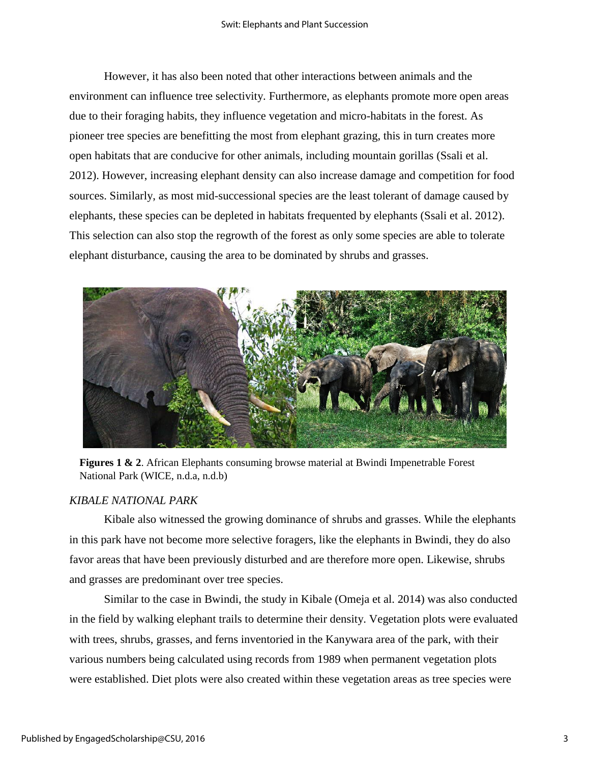However, it has also been noted that other interactions between animals and the environment can influence tree selectivity. Furthermore, as elephants promote more open areas due to their foraging habits, they influence vegetation and micro-habitats in the forest. As pioneer tree species are benefitting the most from elephant grazing, this in turn creates more open habitats that are conducive for other animals, including mountain gorillas (Ssali et al. 2012). However, increasing elephant density can also increase damage and competition for food sources. Similarly, as most mid-successional species are the least tolerant of damage caused by elephants, these species can be depleted in habitats frequented by elephants (Ssali et al. 2012). This selection can also stop the regrowth of the forest as only some species are able to tolerate elephant disturbance, causing the area to be dominated by shrubs and grasses.

**Figures 1 & 2**. African Elephants consuming browse material at Bwindi Impenetrable Forest National Park (WICE, n.d.a, n.d.b)

*KIBALE NATIONAL PARK*

Kibale also witnessed the growing dominance of shrubs and grasses. While the elephants in this park have not become more selective foragers, like the elephants in Bwindi, they do also favor areas that have been previously disturbed and are therefore more open. Likewise, shrubs and grasses are predominant over tree species.

Similar to the case in Bwindi, the study in Kibale (Omeja et al. 2014) was also conducted in the field by walking elephant trails to determine their density. Vegetation plots were evaluated with trees, shrubs, grasses, and ferns inventoried in the Kanywara area of the park, with their various numbers being calculated using records from 1989 when permanent vegetation plots were established. Diet plots were also created within these vegetation areas as tree species were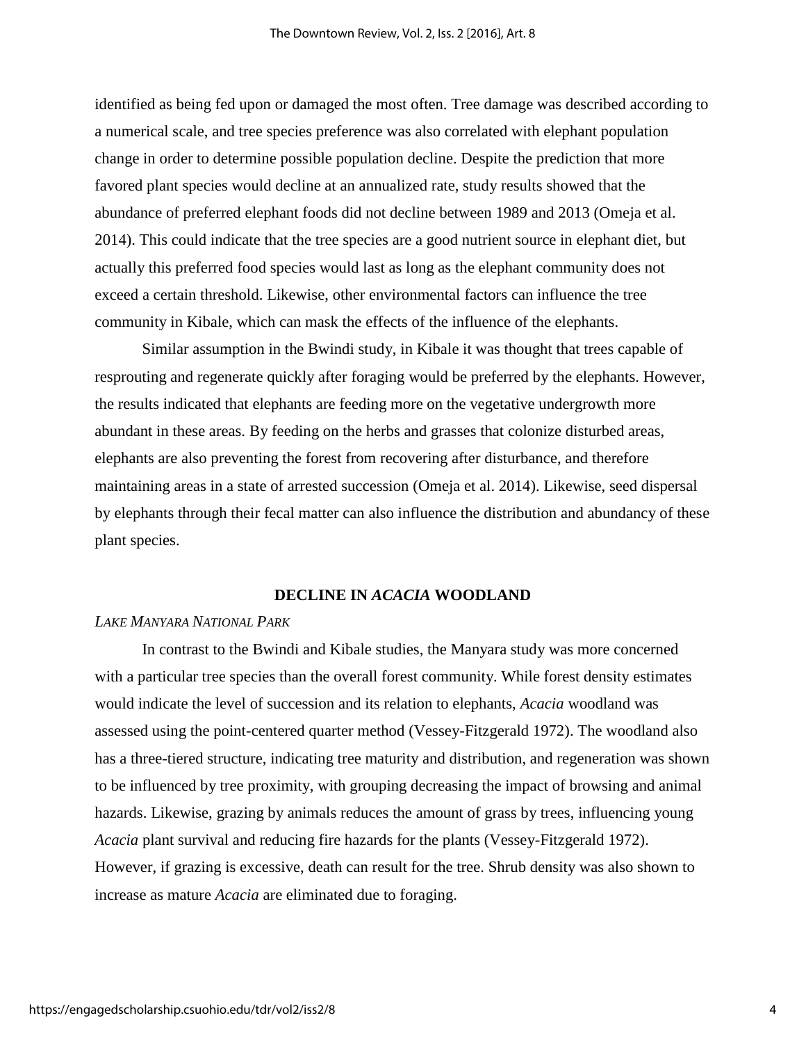identified as being fed upon or damaged the most often. Tree damage was described according to a numerical scale, and tree species preference was also correlated with elephant population change in order to determine possible population decline. Despite the prediction that more favored plant species would decline at an annualized rate, study results showed that the abundance of preferred elephant foods did not decline between 1989 and 2013 (Omeja et al. 2014). This could indicate that the tree species are a good nutrient source in elephant diet, but actually this preferred food species would last as long as the elephant community does not exceed a certain threshold. Likewise, other environmental factors can influence the tree community in Kibale, which can mask the effects of the influence of the elephants.

Similar assumption in the Bwindi study, in Kibale it was thought that trees capable of resprouting and regenerate quickly after foraging would be preferred by the elephants. However, the results indicated that elephants are feeding more on the vegetative undergrowth more abundant in these areas. By feeding on the herbs and grasses that colonize disturbed areas, elephants are also preventing the forest from recovering after disturbance, and therefore maintaining areas in a state of arrested succession (Omeja et al. 2014). Likewise, seed dispersal by elephants through their fecal matter can also influence the distribution and abundancy of these plant species.

## DECLINE IN *ACACIA* WOODLAND

### *Lake Manyara National Park*

In contrast to the Bwindi and Kibale studies, the Manyara study was more concerned with a particular tree species than the overall forest community. While forest density estimates would indicate the level of succession and its relation to elephants, *Acacia* woodland was assessed using the point-centered quarter method (Vessey-Fitzgerald 1972). The woodland also has a three-tiered structure, indicating tree maturity and distribution, and regeneration was shown to be influenced by tree proximity, with grouping decreasing the impact of browsing and animal hazards. Likewise, grazing by animals reduces the amount of grass by trees, influencing young *Acacia* plant survival and reducing fire hazards for the plants (Vessey-Fitzgerald 1972). However, if grazing is excessive, death can result for the tree. Shrub density was also shown to increase as mature *Acacia* are eliminated due to foraging.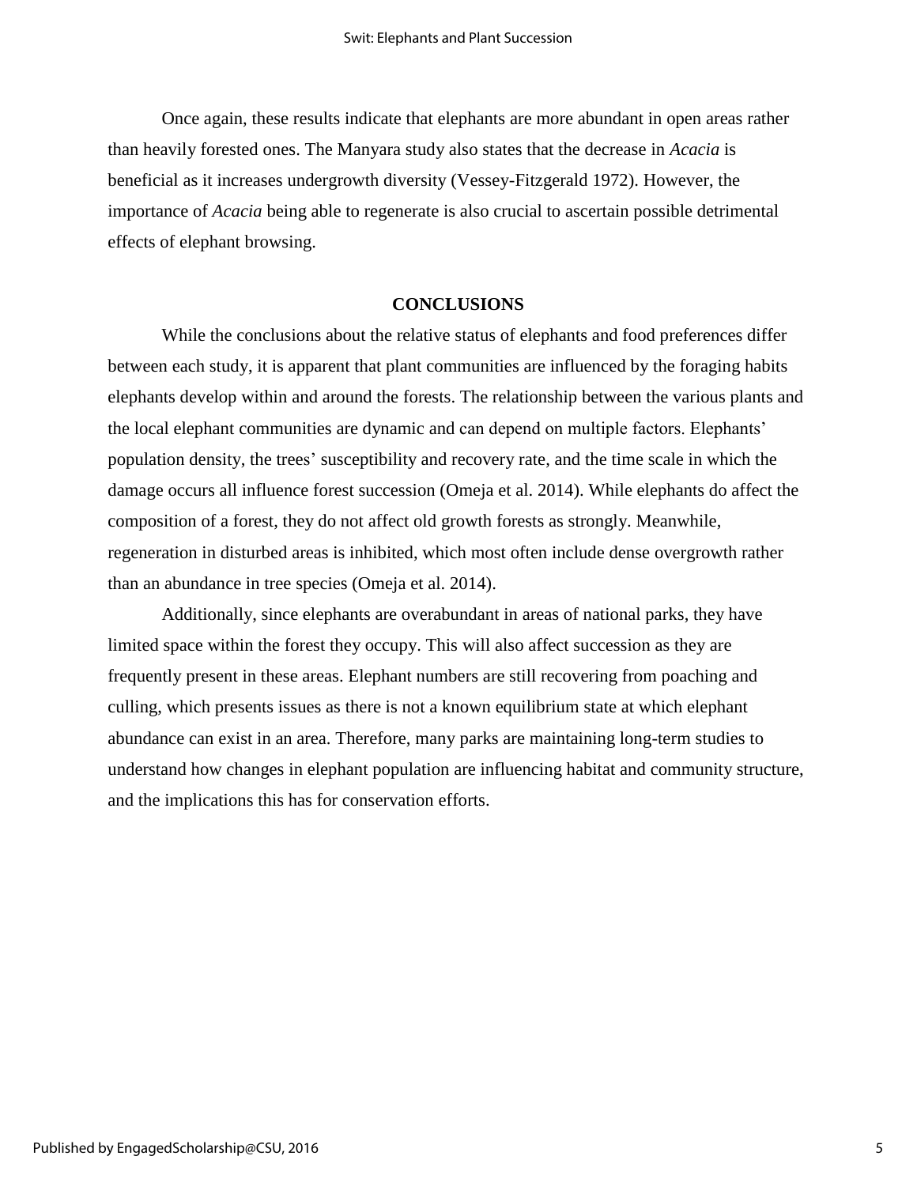Once again, these results indicate that elephants are more abundant in open areas rather than heavily forested ones. The Manyara study also states that the decrease in *Acacia* is beneficial as it increases undergrowth diversity (Vessey-Fitzgerald 1972). However, the importance of *Acacia* being able to regenerate is also crucial to ascertain possible detrimental effects of elephant browsing.

## CONCLUSIONS

While the conclusions about the relative status of elephants and food preferences differ between each study, it is apparent that plant communities are influenced by the foraging habits elephants develop within and around the forests. The relationship between the various plants and the local elephant communities are dynamic and can depend on multiple factors. Elephants' population density, the trees' susceptibility and recovery rate, and the time scale in which the damage occurs all influence forest succession (Omeja et al. 2014). While elephants do affect the composition of a forest, they do not affect old growth forests as strongly. Meanwhile, regeneration in disturbed areas is inhibited, which most often include dense overgrowth rather than an abundance in tree species (Omeja et al. 2014).

Additionally, since elephants are overabundant in areas of national parks, they have limited space within the forest they occupy. This will also affect succession as they are frequently present in these areas. Elephant numbers are still recovering from poaching and culling, which presents issues as there is not a known equilibrium state at which elephant abundance can exist in an area. Therefore, many parks are maintaining long-term studies to understand how changes in elephant population are influencing habitat and community structure, and the implications this has for conservation efforts.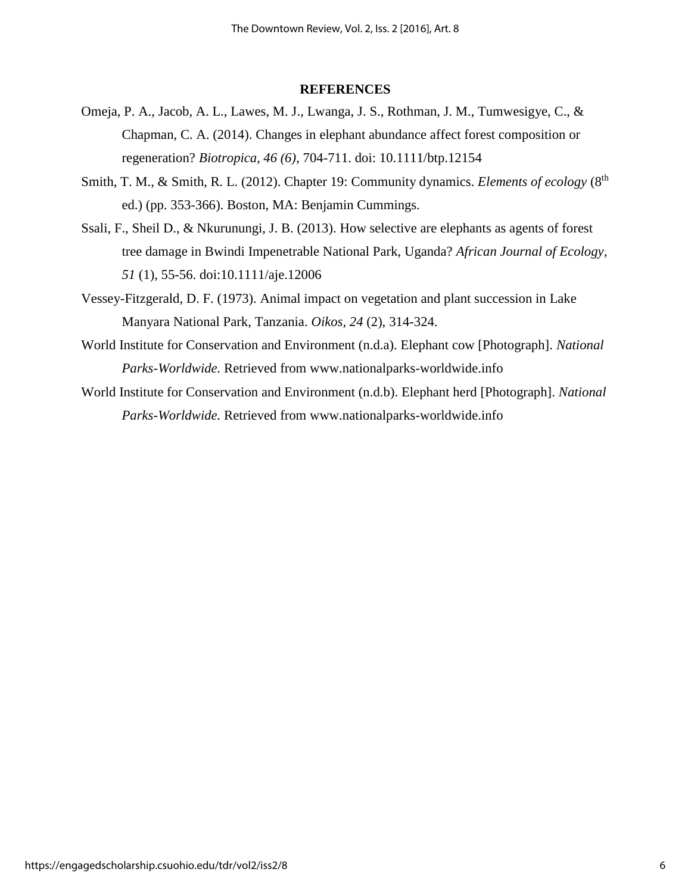**REFERENCES**

Omeja, P. A., Jacob, A. L., Lawes, M. J., Lwanga, J. S., Rothman, J. M., Tumwesigye, C., & Chapman, C. A. (2014). Changes in elephant abundance affect forest composition or regeneration? *Biotropica, 46 (6)*, 704-711. doi: 10.1111/btp.12154

Smith, T. M., & Smith, R. L. (2012). Chapter 19: Community dynamics. *Elements of ecology* (8th ed.) (pp. 353-366). Boston, MA: Benjamin Cummings.

Ssali, F., Sheil D., & Nkurunungi, J. B. (2013). How selective are elephants as agents of forest tree damage in Bwindi Impenetrable National Park, Uganda? *African Journal of Ecology*, *51* (1), 55-56. doi:10.1111/aje.12006

Vessey-Fitzgerald, D. F. (1973). Animal impact on vegetation and plant succession in Lake Manyara National Park, Tanzania. *Oikos, 24* (2), 314-324.

World Institute for Conservation and Environment (n.d.a). Elephant cow [Photograph]. *National Parks-Worldwide.* Retrieved from www.nationalparks-worldwide.info

World Institute for Conservation and Environment (n.d.b). Elephant herd [Photograph]. *National Parks-Worldwide.* Retrieved from www.nationalparks-worldwide.info